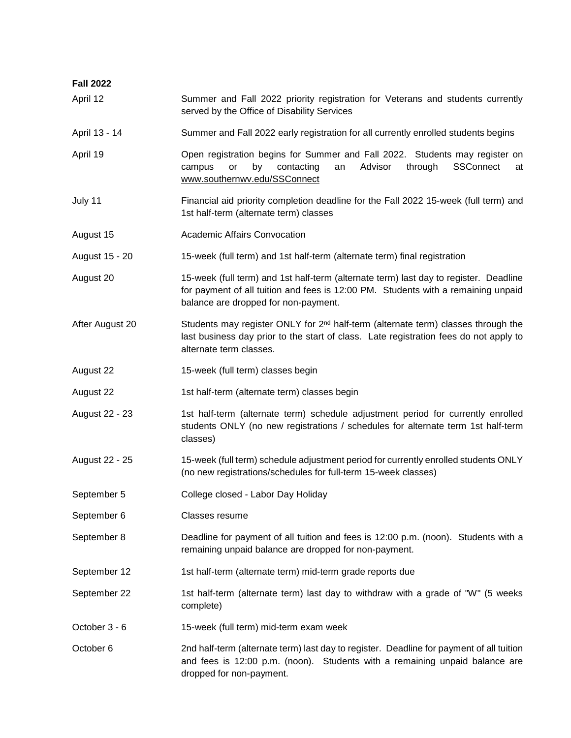**Fall 2022**

| | |
|---|---|
| April 12 | Summer and Fall 2022 priority registration for Veterans and students currently served by the Office of Disability Services |
| April 13 - 14 | Summer and Fall 2022 early registration for all currently enrolled students begins |
| April 19 | Open registration begins for Summer and Fall 2022. Students may register on campus or by contacting an Advisor through SSConnect at www.southernwv.edu/SSConnect |
| July 11 | Financial aid priority completion deadline for the Fall 2022 15-week (full term) and 1st half-term (alternate term) classes |
| August 15 | Academic Affairs Convocation |
| August 15 - 20 | 15-week (full term) and 1st half-term (alternate term) final registration |
| August 20 | 15-week (full term) and 1st half-term (alternate term) last day to register. Deadline for payment of all tuition and fees is 12:00 PM. Students with a remaining unpaid balance are dropped for non-payment. |
| After August 20 | Students may register ONLY for 2nd half-term (alternate term) classes through the last business day prior to the start of class. Late registration fees do not apply to alternate term classes. |
| August 22 | 15-week (full term) classes begin |
| August 22 | 1st half-term (alternate term) classes begin |
| August 22 - 23 | 1st half-term (alternate term) schedule adjustment period for currently enrolled students ONLY (no new registrations / schedules for alternate term 1st half-term classes) |
| August 22 - 25 | 15-week (full term) schedule adjustment period for currently enrolled students ONLY (no new registrations/schedules for full-term 15-week classes) |
| September 5 | College closed - Labor Day Holiday |
| September 6 | Classes resume |
| September 8 | Deadline for payment of all tuition and fees is 12:00 p.m. (noon). Students with a remaining unpaid balance are dropped for non-payment. |
| September 12 | 1st half-term (alternate term) mid-term grade reports due |
| September 22 | 1st half-term (alternate term) last day to withdraw with a grade of "W" (5 weeks complete) |
| October 3 - 6 | 15-week (full term) mid-term exam week |
| October 6 | 2nd half-term (alternate term) last day to register. Deadline for payment of all tuition and fees is 12:00 p.m. (noon). Students with a remaining unpaid balance are dropped for non-payment. |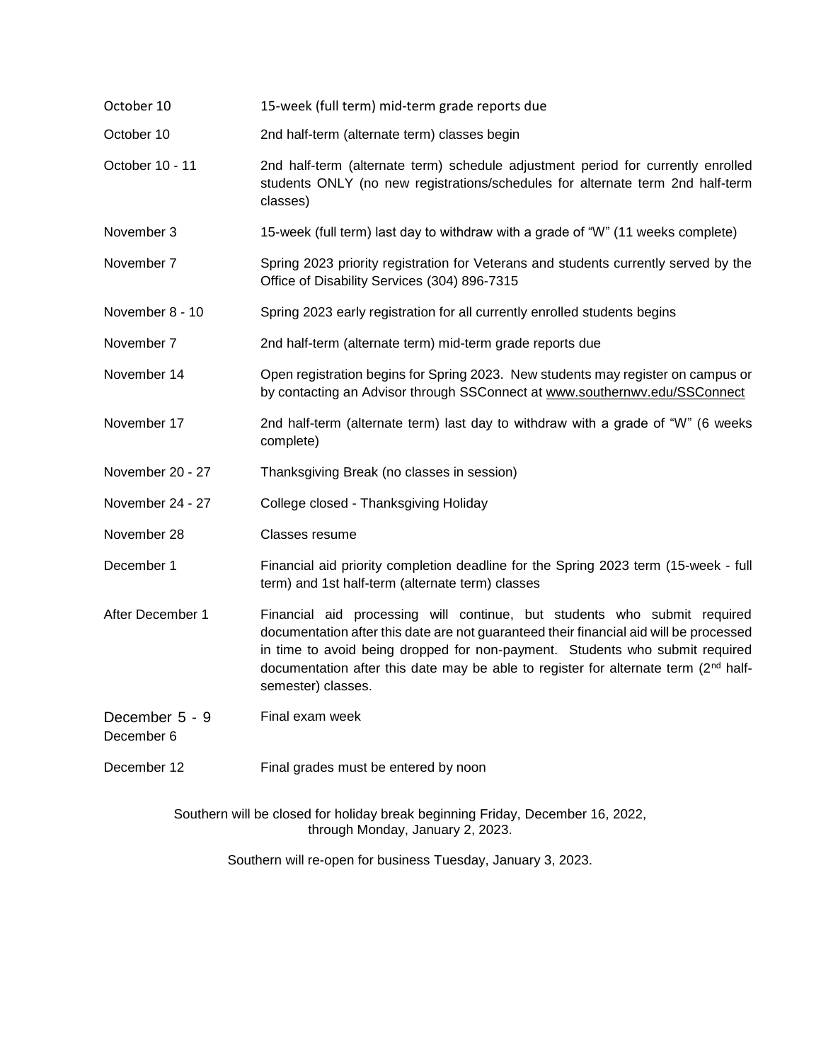| | |
|---|---|
| October 10 | 15-week (full term) mid-term grade reports due |
| October 10 | 2nd half-term (alternate term) classes begin |
| October 10 - 11 | 2nd half-term (alternate term) schedule adjustment period for currently enrolled students ONLY (no new registrations/schedules for alternate term 2nd half-term classes) |
| November 3 | 15-week (full term) last day to withdraw with a grade of "W" (11 weeks complete) |
| November 7 | Spring 2023 priority registration for Veterans and students currently served by the Office of Disability Services (304) 896-7315 |
| November 8 - 10 | Spring 2023 early registration for all currently enrolled students begins |
| November 7 | 2nd half-term (alternate term) mid-term grade reports due |
| November 14 | Open registration begins for Spring 2023. New students may register on campus or by contacting an Advisor through SSConnect at www.southernwv.edu/SSConnect |
| November 17 | 2nd half-term (alternate term) last day to withdraw with a grade of "W" (6 weeks complete) |
| November 20 - 27 | Thanksgiving Break (no classes in session) |
| November 24 - 27 | College closed - Thanksgiving Holiday |
| November 28 | Classes resume |
| December 1 | Financial aid priority completion deadline for the Spring 2023 term (15-week - full term) and 1st half-term (alternate term) classes |
| After December 1 | Financial aid processing will continue, but students who submit required documentation after this date are not guaranteed their financial aid will be processed in time to avoid being dropped for non-payment. Students who submit required documentation after this date may be able to register for alternate term (2nd half-semester) classes. |
| December 5 - 9<br>December 6 | Final exam week |
| December 12 | Final grades must be entered by noon |

Southern will be closed for holiday break beginning Friday, December 16, 2022, through Monday, January 2, 2023.

Southern will re-open for business Tuesday, January 3, 2023.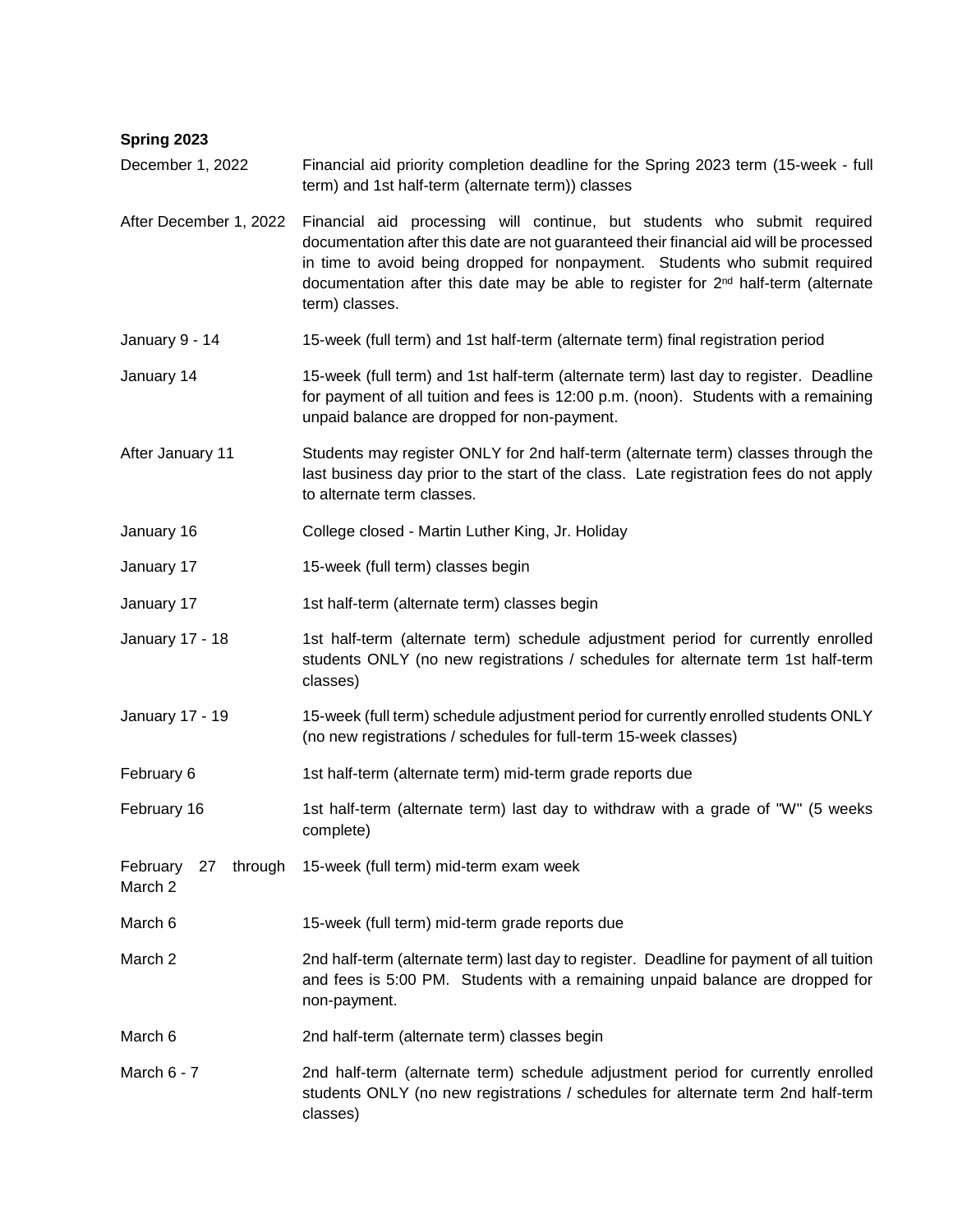**Spring 2023**

| | |
|---|---|
| December 1, 2022 | Financial aid priority completion deadline for the Spring 2023 term (15-week - full term) and 1st half-term (alternate term)) classes |
| After December 1, 2022 | Financial aid processing will continue, but students who submit required documentation after this date are not guaranteed their financial aid will be processed in time to avoid being dropped for nonpayment. Students who submit required documentation after this date may be able to register for 2nd half-term (alternate term) classes. |
| January 9 - 14 | 15-week (full term) and 1st half-term (alternate term) final registration period |
| January 14 | 15-week (full term) and 1st half-term (alternate term) last day to register. Deadline for payment of all tuition and fees is 12:00 p.m. (noon). Students with a remaining unpaid balance are dropped for non-payment. |
| After January 11 | Students may register ONLY for 2nd half-term (alternate term) classes through the last business day prior to the start of the class. Late registration fees do not apply to alternate term classes. |
| January 16 | College closed - Martin Luther King, Jr. Holiday |
| January 17 | 15-week (full term) classes begin |
| January 17 | 1st half-term (alternate term) classes begin |
| January 17 - 18 | 1st half-term (alternate term) schedule adjustment period for currently enrolled students ONLY (no new registrations / schedules for alternate term 1st half-term classes) |
| January 17 - 19 | 15-week (full term) schedule adjustment period for currently enrolled students ONLY (no new registrations / schedules for full-term 15-week classes) |
| February 6 | 1st half-term (alternate term) mid-term grade reports due |
| February 16 | 1st half-term (alternate term) last day to withdraw with a grade of "W" (5 weeks complete) |
| February 27 through March 2 | 15-week (full term) mid-term exam week |
| March 6 | 15-week (full term) mid-term grade reports due |
| March 2 | 2nd half-term (alternate term) last day to register. Deadline for payment of all tuition and fees is 5:00 PM. Students with a remaining unpaid balance are dropped for non-payment. |
| March 6 | 2nd half-term (alternate term) classes begin |
| March 6 - 7 | 2nd half-term (alternate term) schedule adjustment period for currently enrolled students ONLY (no new registrations / schedules for alternate term 2nd half-term classes) |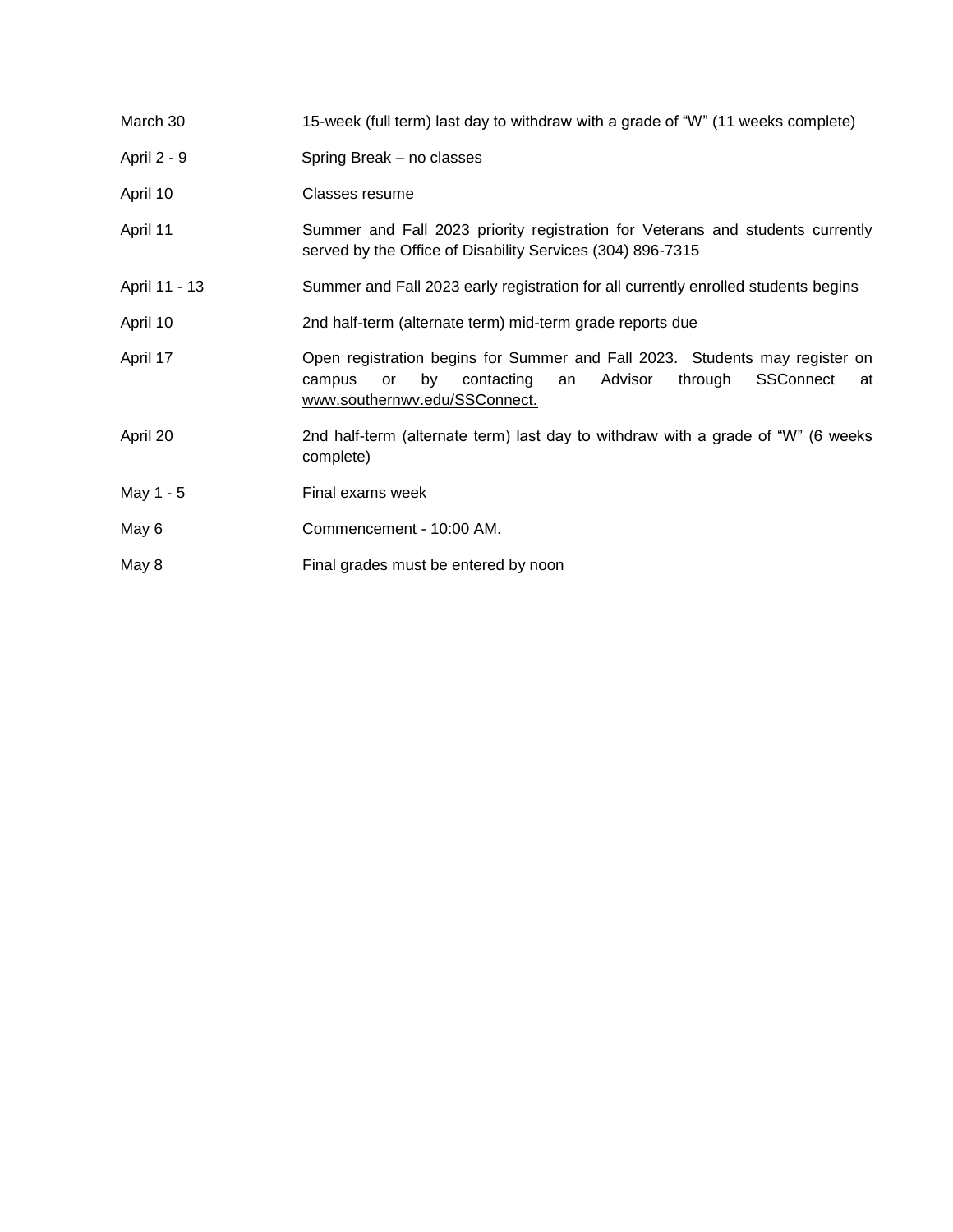| | |
|---|---|
| March 30 | 15-week (full term) last day to withdraw with a grade of "W" (11 weeks complete) |
| April 2 - 9 | Spring Break – no classes |
| April 10 | Classes resume |
| April 11 | Summer and Fall 2023 priority registration for Veterans and students currently served by the Office of Disability Services (304) 896-7315 |
| April 11 - 13 | Summer and Fall 2023 early registration for all currently enrolled students begins |
| April 10 | 2nd half-term (alternate term) mid-term grade reports due |
| April 17 | Open registration begins for Summer and Fall 2023. Students may register on campus or by contacting an Advisor through SSConnect at www.southernwv.edu/SSConnect. |
| April 20 | 2nd half-term (alternate term) last day to withdraw with a grade of "W" (6 weeks complete) |
| May 1 - 5 | Final exams week |
| May 6 | Commencement - 10:00 AM. |
| May 8 | Final grades must be entered by noon |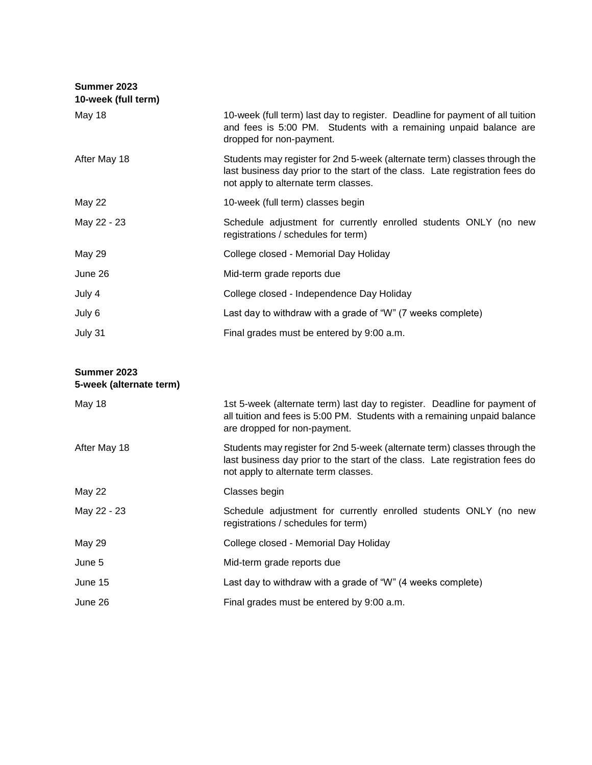**Summer 2023**
**10-week (full term)**

| | |
|---|---|
| May 18 | 10-week (full term) last day to register. Deadline for payment of all tuition and fees is 5:00 PM. Students with a remaining unpaid balance are dropped for non-payment. |
| After May 18 | Students may register for 2nd 5-week (alternate term) classes through the last business day prior to the start of the class. Late registration fees do not apply to alternate term classes. |
| May 22 | 10-week (full term) classes begin |
| May 22 - 23 | Schedule adjustment for currently enrolled students ONLY (no new registrations / schedules for term) |
| May 29 | College closed - Memorial Day Holiday |
| June 26 | Mid-term grade reports due |
| July 4 | College closed - Independence Day Holiday |
| July 6 | Last day to withdraw with a grade of "W" (7 weeks complete) |
| July 31 | Final grades must be entered by 9:00 a.m. |

**Summer 2023**
**5-week (alternate term)**

| | |
|---|---|
| May 18 | 1st 5-week (alternate term) last day to register. Deadline for payment of all tuition and fees is 5:00 PM. Students with a remaining unpaid balance are dropped for non-payment. |
| After May 18 | Students may register for 2nd 5-week (alternate term) classes through the last business day prior to the start of the class. Late registration fees do not apply to alternate term classes. |
| May 22 | Classes begin |
| May 22 - 23 | Schedule adjustment for currently enrolled students ONLY (no new registrations / schedules for term) |
| May 29 | College closed - Memorial Day Holiday |
| June 5 | Mid-term grade reports due |
| June 15 | Last day to withdraw with a grade of "W" (4 weeks complete) |
| June 26 | Final grades must be entered by 9:00 a.m. |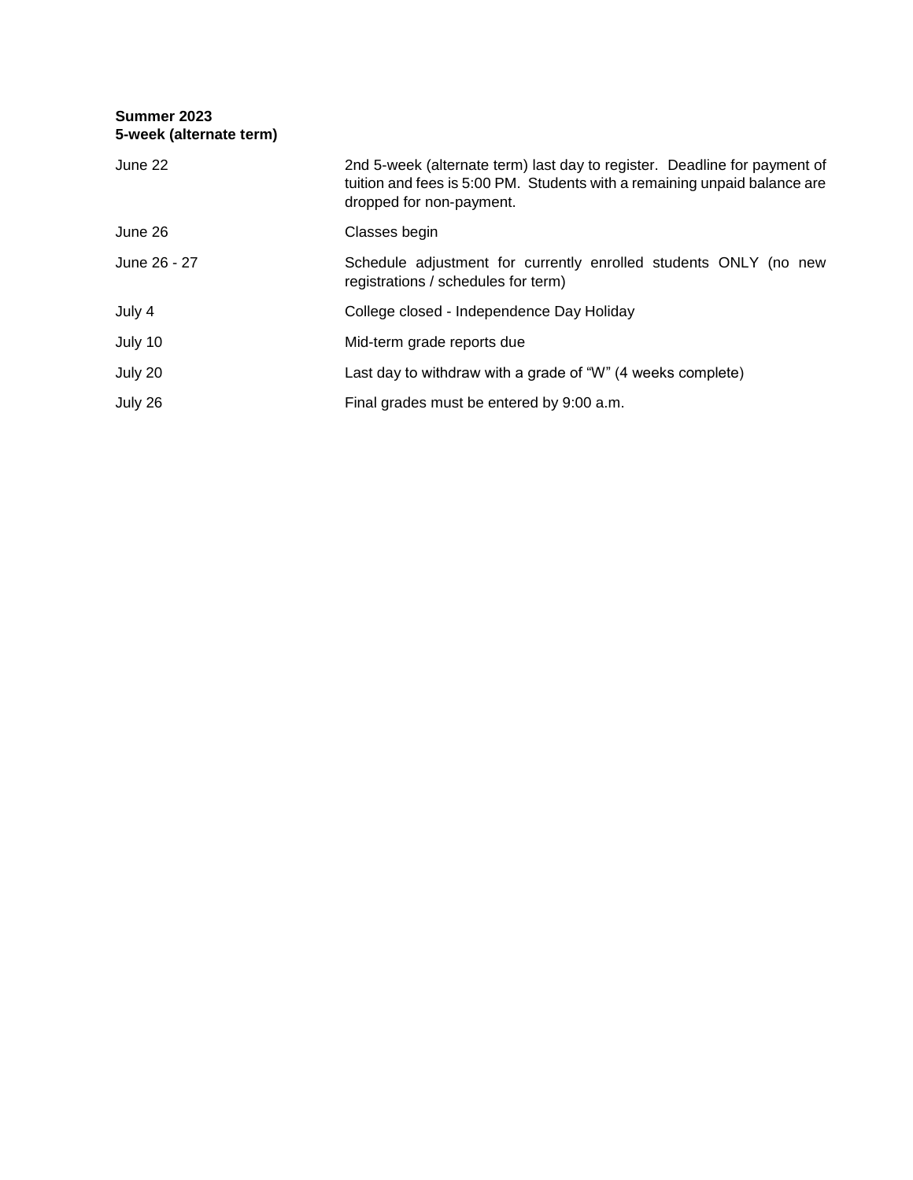**Summary 2023**
**5-week (alternate term)**

| | |
|---|---|
| June 22 | 2nd 5-week (alternate term) last day to register. Deadline for payment of tuition and fees is 5:00 PM. Students with a remaining unpaid balance are dropped for non-payment. |
| June 26 | Classes begin |
| June 26 - 27 | Schedule adjustment for currently enrolled students ONLY (no new registrations / schedules for term) |
| July 4 | College closed - Independence Day Holiday |
| July 10 | Mid-term grade reports due |
| July 20 | Last day to withdraw with a grade of "W" (4 weeks complete) |
| July 26 | Final grades must be entered by 9:00 a.m. |